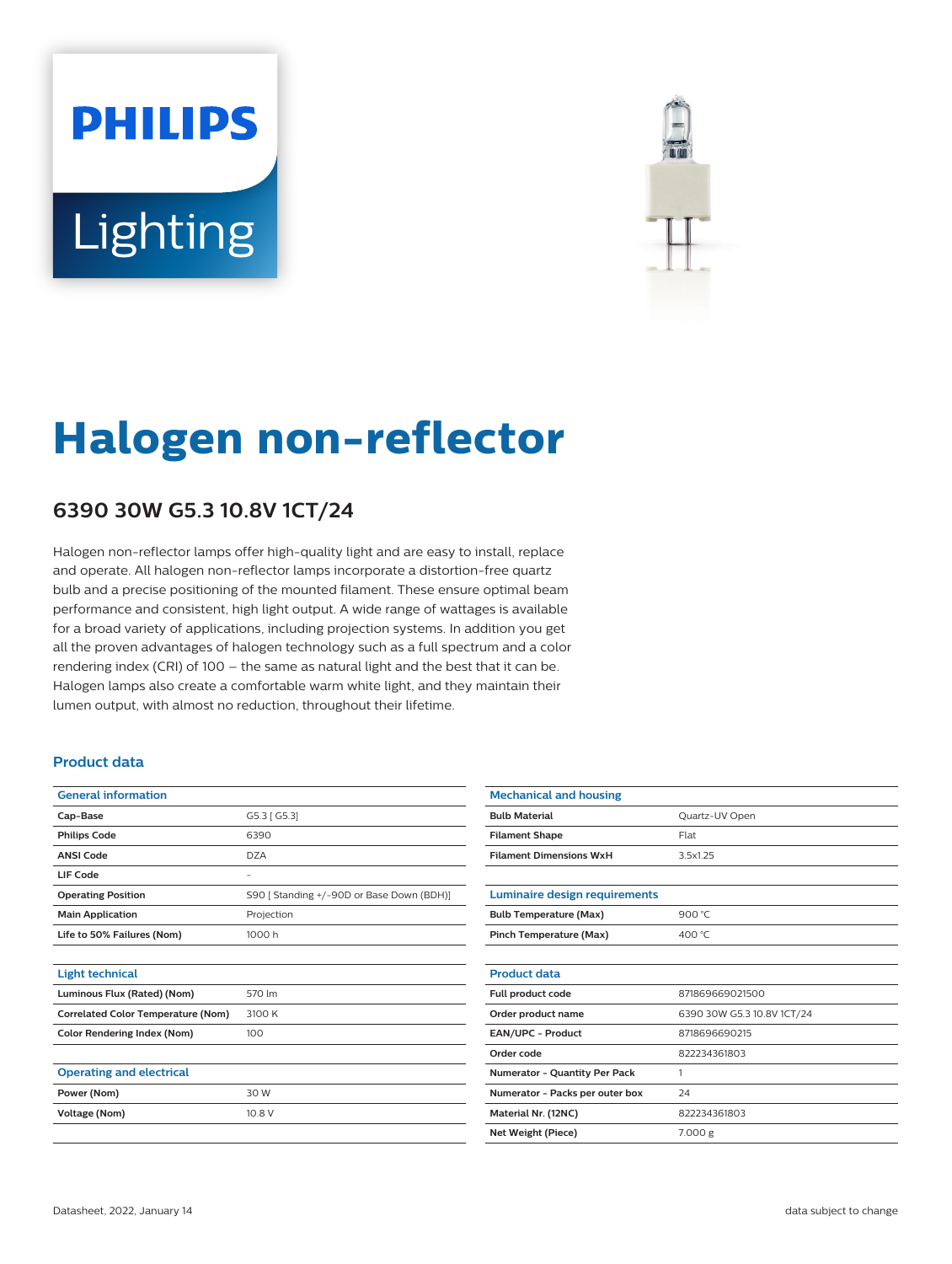# Halogen non-reflector

## 6390 30W G5.3 10.8V 1CT/24

Halogen non-reflector lamps offer high-quality light and are easy to install, replace and operate. All halogen non-reflector lamps incorporate a distortion-free quartz bulb and a precise positioning of the mounted filament. These ensure optimal beam performance and consistent, high light output. A wide range of wattages is available for a broad variety of applications, including projection systems. In addition you get all the proven advantages of halogen technology such as a full spectrum and a color rendering index (CRI) of 100 – the same as natural light and the best that it can be. Halogen lamps also create a comfortable warm white light, and they maintain their lumen output, with almost no reduction, throughout their lifetime.

### Product data

| General information | |
|---|---|
| Cap-Base | G5.3 [ G5.3] |
| Philips Code | 6390 |
| ANSI Code | DZA |
| LIF Code | - |
| Operating Position | S90 [ Standing +/-90D or Base Down (BDH)] |
| Main Application | Projection |
| Life to 50% Failures (Nom) | 1000 h |

| Light technical | |
|---|---|
| Luminous Flux (Rated) (Nom) | 570 lm |
| Correlated Color Temperature (Nom) | 3100 K |
| Color Rendering Index (Nom) | 100 |

| Operating and electrical | |
|---|---|
| Power (Nom) | 30 W |
| Voltage (Nom) | 10.8 V |

| Mechanical and housing | |
|---|---|
| Bulb Material | Quartz-UV Open |
| Filament Shape | Flat |
| Filament Dimensions WxH | 3.5x1.25 |

| Luminaire design requirements | |
|---|---|
| Bulb Temperature (Max) | 900 °C |
| Pinch Temperature (Max) | 400 °C |

| Product data | |
|---|---|
| Full product code | 871869669021500 |
| Order product name | 6390 30W G5.3 10.8V 1CT/24 |
| EAN/UPC - Product | 8718696690215 |
| Order code | 822234361803 |
| Numerator - Quantity Per Pack | 1 |
| Numerator - Packs per outer box | 24 |
| Material Nr. (12NC) | 822234361803 |
| Net Weight (Piece) | 7.000 g |

Datasheet, 2022, January 14

data subject to change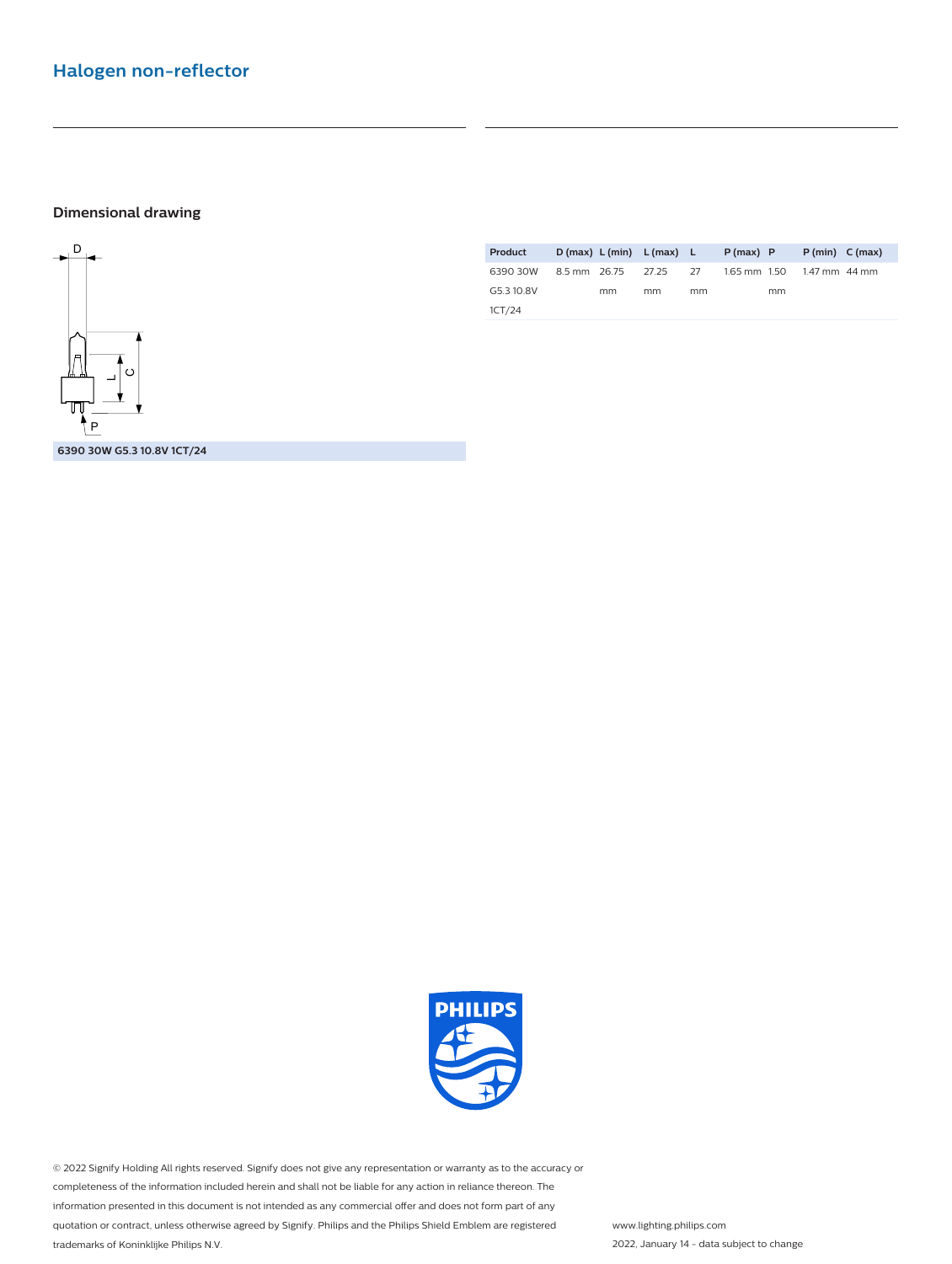## Halogen non-reflector

### Dimensional drawing

D

L

C

P

6390 30W G5.3 10.8V 1CT/24

| Product | D (max) | L (min) | L (max) | L | P (max) | P | P (min) | C (max) |
|---|---|---|---|---|---|---|---|---|
| 6390 30W G5.3 10.8V 1CT/24 | 8.5 mm | 26.75 mm | 27.25 mm | 27 mm | 1.65 mm | 1.50 mm | 1.47 mm | 44 mm |

© 2022 Signify Holding All rights reserved. Signify does not give any representation or warranty as to the accuracy or completeness of the information included herein and shall not be liable for any action in reliance thereon. The information presented in this document is not intended as any commercial offer and does not form part of any quotation or contract, unless otherwise agreed by Signify. Philips and the Philips Shield Emblem are registered trademarks of Koninklijke Philips N.V.

www.lighting.philips.com

2022, January 14 - data subject to change